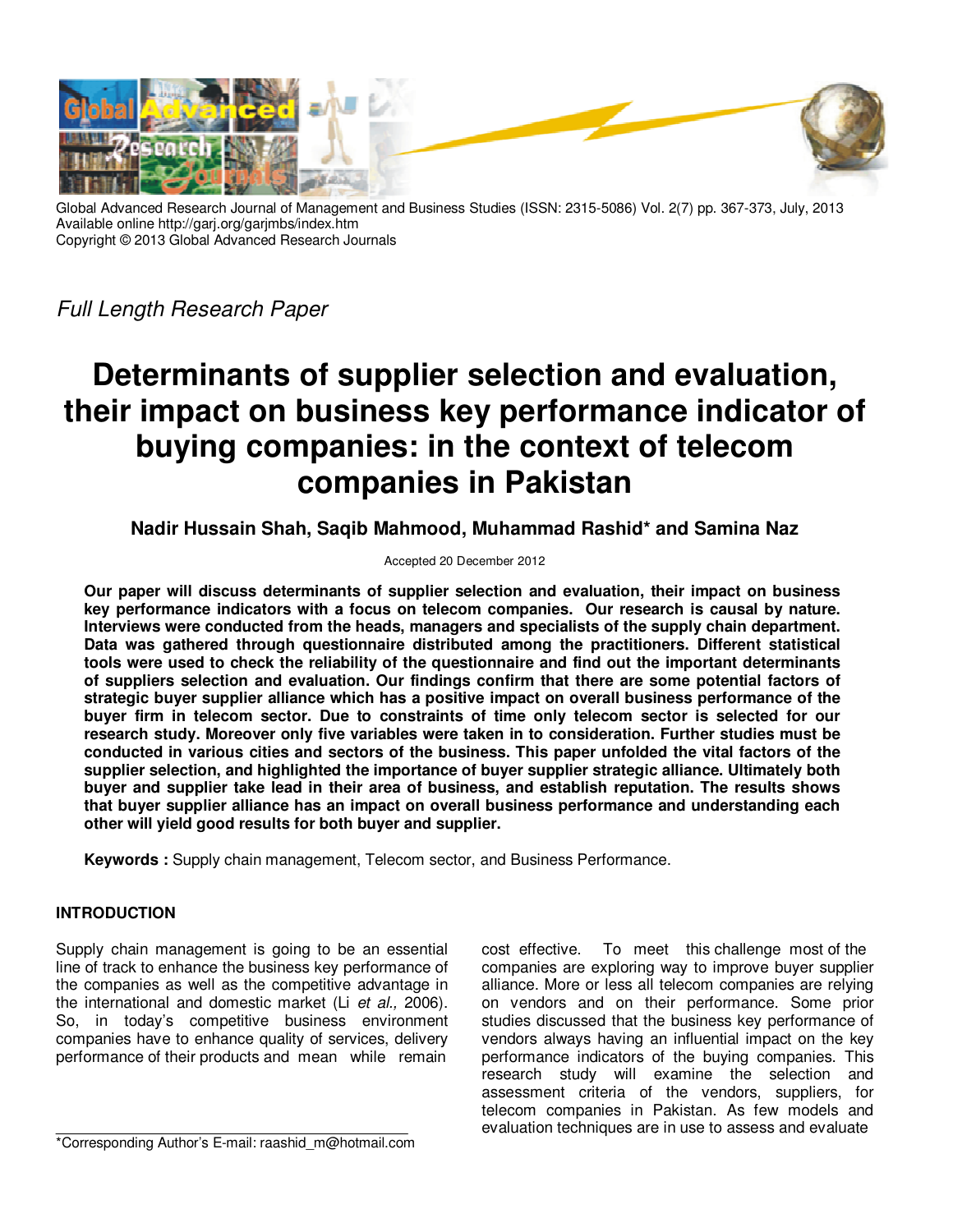Global Advanced Research Journal of Management and Business Studies (ISSN: 2315-5086) Vol. 2(7) pp. 367-373, July, 2013
Available online http://garj.org/garjmbs/index.htm
Copyright © 2013 Global Advanced Research Journals

*Full Length Research Paper*

# Determinants of supplier selection and evaluation, their impact on business key performance indicator of buying companies: in the context of telecom companies in Pakistan

**Nadir Hussain Shah, Saqib Mahmood, Muhammad Rashid* and Samina Naz**

Accepted 20 December 2012

**Our paper will discuss determinants of supplier selection and evaluation, their impact on business key performance indicators with a focus on telecom companies. Our research is causal by nature. Interviews were conducted from the heads, managers and specialists of the supply chain department. Data was gathered through questionnaire distributed among the practitioners. Different statistical tools were used to check the reliability of the questionnaire and find out the important determinants of suppliers selection and evaluation. Our findings confirm that there are some potential factors of strategic buyer supplier alliance which has a positive impact on overall business performance of the buyer firm in telecom sector. Due to constraints of time only telecom sector is selected for our research study. Moreover only five variables were taken in to consideration. Further studies must be conducted in various cities and sectors of the business. This paper unfolded the vital factors of the supplier selection, and highlighted the importance of buyer supplier strategic alliance. Ultimately both buyer and supplier take lead in their area of business, and establish reputation. The results shows that buyer supplier alliance has an impact on overall business performance and understanding each other will yield good results for both buyer and supplier.**

**Keywords :** Supply chain management, Telecom sector, and Business Performance.

## INTRODUCTION

Supply chain management is going to be an essential line of track to enhance the business key performance of the companies as well as the competitive advantage in the international and domestic market (Li *et al.,* 2006). So, in today's competitive business environment companies have to enhance quality of services, delivery performance of their products and mean while remain cost effective. To meet this challenge most of the companies are exploring way to improve buyer supplier alliance. More or less all telecom companies are relying on vendors and on their performance. Some prior studies discussed that the business key performance of vendors always having an influential impact on the key performance indicators of the buying companies. This research study will examine the selection and assessment criteria of the vendors, suppliers, for telecom companies in Pakistan. As few models and evaluation techniques are in use to assess and evaluate

*Corresponding Author's E-mail: raashid_m@hotmail.com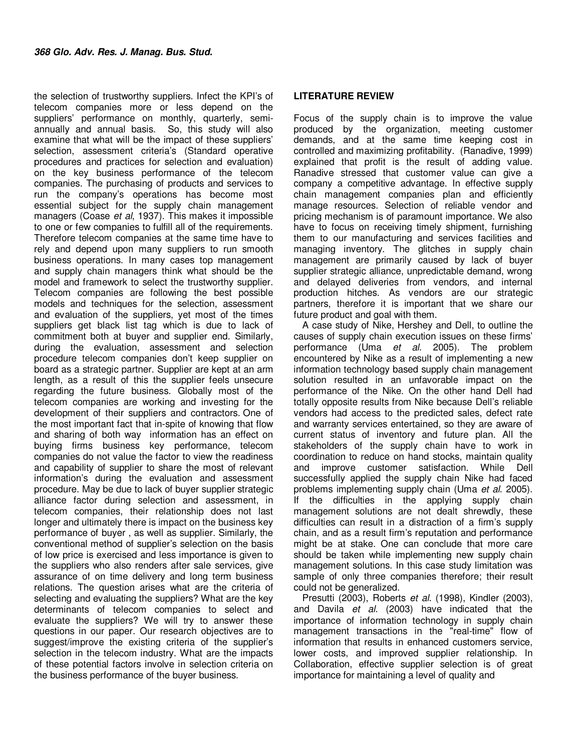the selection of trustworthy suppliers. Infect the KPI's of telecom companies more or less depend on the suppliers' performance on monthly, quarterly, semi-annually and annual basis. So, this study will also examine that what will be the impact of these suppliers' selection, assessment criteria's (Standard operative procedures and practices for selection and evaluation) on the key business performance of the telecom companies. The purchasing of products and services to run the company's operations has become most essential subject for the supply chain management managers (Coase *et al*, 1937). This makes it impossible to one or few companies to fulfill all of the requirements. Therefore telecom companies at the same time have to rely and depend upon many suppliers to run smooth business operations. In many cases top management and supply chain managers think what should be the model and framework to select the trustworthy supplier. Telecom companies are following the best possible models and techniques for the selection, assessment and evaluation of the suppliers, yet most of the times suppliers get black list tag which is due to lack of commitment both at buyer and supplier end. Similarly, during the evaluation, assessment and selection procedure telecom companies don't keep supplier on board as a strategic partner. Supplier are kept at an arm length, as a result of this the supplier feels unsecure regarding the future business. Globally most of the telecom companies are working and investing for the development of their suppliers and contractors. One of the most important fact that in-spite of knowing that flow and sharing of both way information has an effect on buying firms business key performance, telecom companies do not value the factor to view the readiness and capability of supplier to share the most of relevant information's during the evaluation and assessment procedure. May be due to lack of buyer supplier strategic alliance factor during selection and assessment, in telecom companies, their relationship does not last longer and ultimately there is impact on the business key performance of buyer , as well as supplier. Similarly, the conventional method of supplier's selection on the basis of low price is exercised and less importance is given to the suppliers who also renders after sale services, give assurance of on time delivery and long term business relations. The question arises what are the criteria of selecting and evaluating the suppliers? What are the key determinants of telecom companies to select and evaluate the suppliers? We will try to answer these questions in our paper. Our research objectives are to suggest/improve the existing criteria of the supplier's selection in the telecom industry. What are the impacts of these potential factors involve in selection criteria on the business performance of the buyer business.

## LITERATURE REVIEW

Focus of the supply chain is to improve the value produced by the organization, meeting customer demands, and at the same time keeping cost in controlled and maximizing profitability. (Ranadive, 1999) explained that profit is the result of adding value. Ranadive stressed that customer value can give a company a competitive advantage. In effective supply chain management companies plan and efficiently manage resources. Selection of reliable vendor and pricing mechanism is of paramount importance. We also have to focus on receiving timely shipment, furnishing them to our manufacturing and services facilities and managing inventory. The glitches in supply chain management are primarily caused by lack of buyer supplier strategic alliance, unpredictable demand, wrong and delayed deliveries from vendors, and internal production hitches. As vendors are our strategic partners, therefore it is important that we share our future product and goal with them.

A case study of Nike, Hershey and Dell, to outline the causes of supply chain execution issues on these firms' performance (Uma *et al*. 2005). The problem encountered by Nike as a result of implementing a new information technology based supply chain management solution resulted in an unfavorable impact on the performance of the Nike. On the other hand Dell had totally opposite results from Nike because Dell's reliable vendors had access to the predicted sales, defect rate and warranty services entertained, so they are aware of current status of inventory and future plan. All the stakeholders of the supply chain have to work in coordination to reduce on hand stocks, maintain quality and improve customer satisfaction. While Dell successfully applied the supply chain Nike had faced problems implementing supply chain (Uma *et al*. 2005). If the difficulties in the applying supply chain management solutions are not dealt shrewdly, these difficulties can result in a distraction of a firm's supply chain, and as a result firm's reputation and performance might be at stake. One can conclude that more care should be taken while implementing new supply chain management solutions. In this case study limitation was sample of only three companies therefore; their result could not be generalized.

Presutti (2003), Roberts *et al*. (1998), Kindler (2003), and Davila *et al.* (2003) have indicated that the importance of information technology in supply chain management transactions in the "real-time" flow of information that results in enhanced customers service, lower costs, and improved supplier relationship. In Collaboration, effective supplier selection is of great importance for maintaining a level of quality and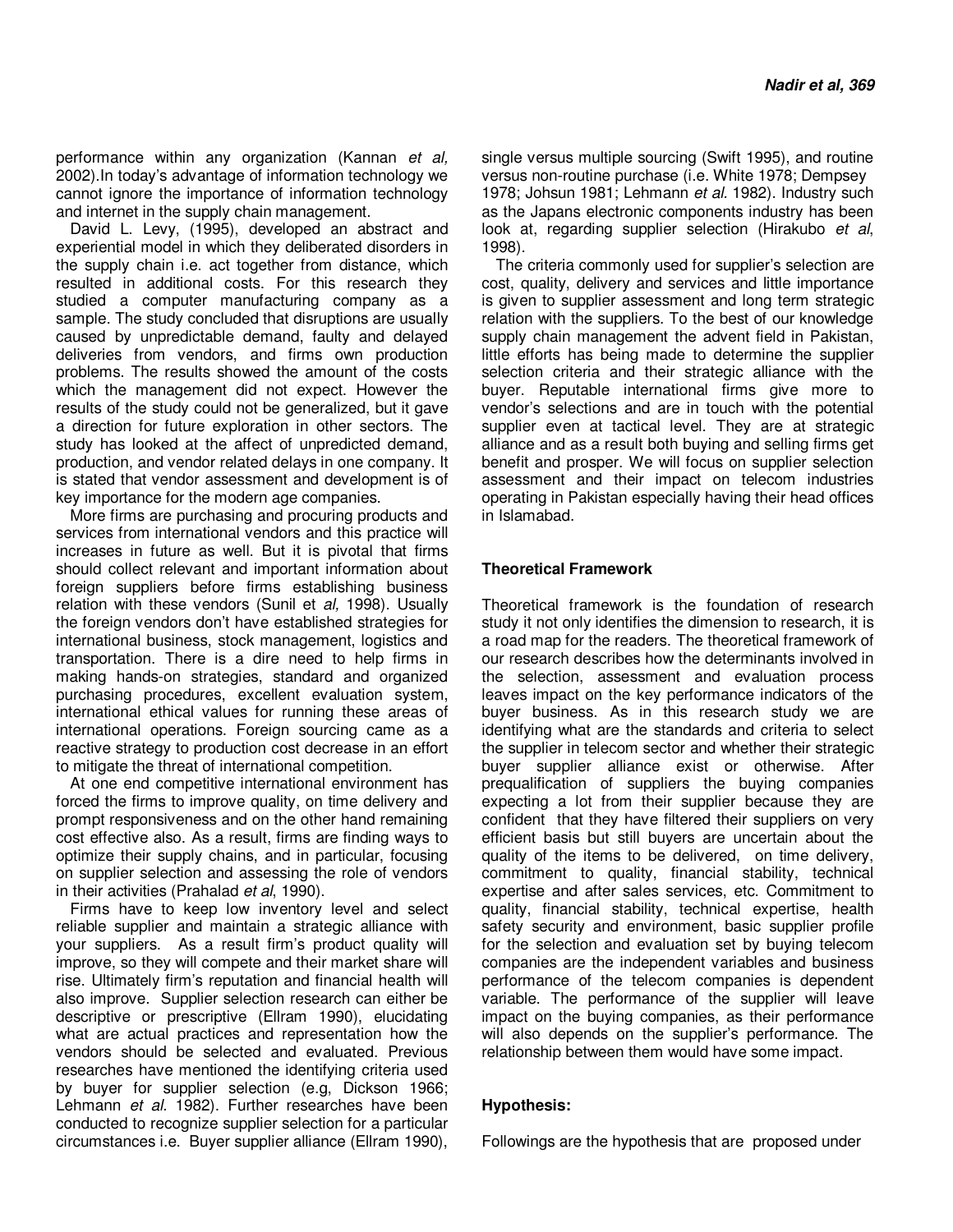performance within any organization (Kannan *et al,* 2002).In today's advantage of information technology we cannot ignore the importance of information technology and internet in the supply chain management.

David L. Levy, (1995), developed an abstract and experiential model in which they deliberated disorders in the supply chain i.e. act together from distance, which resulted in additional costs. For this research they studied a computer manufacturing company as a sample. The study concluded that disruptions are usually caused by unpredictable demand, faulty and delayed deliveries from vendors, and firms own production problems. The results showed the amount of the costs which the management did not expect. However the results of the study could not be generalized, but it gave a direction for future exploration in other sectors. The study has looked at the affect of unpredicted demand, production, and vendor related delays in one company. It is stated that vendor assessment and development is of key importance for the modern age companies.

More firms are purchasing and procuring products and services from international vendors and this practice will increases in future as well. But it is pivotal that firms should collect relevant and important information about foreign suppliers before firms establishing business relation with these vendors (Sunil et *al,* 1998). Usually the foreign vendors don't have established strategies for international business, stock management, logistics and transportation. There is a dire need to help firms in making hands-on strategies, standard and organized purchasing procedures, excellent evaluation system, international ethical values for running these areas of international operations. Foreign sourcing came as a reactive strategy to production cost decrease in an effort to mitigate the threat of international competition.

At one end competitive international environment has forced the firms to improve quality, on time delivery and prompt responsiveness and on the other hand remaining cost effective also. As a result, firms are finding ways to optimize their supply chains, and in particular, focusing on supplier selection and assessing the role of vendors in their activities (Prahalad *et al*, 1990).

Firms have to keep low inventory level and select reliable supplier and maintain a strategic alliance with your suppliers. As a result firm's product quality will improve, so they will compete and their market share will rise. Ultimately firm's reputation and financial health will also improve. Supplier selection research can either be descriptive or prescriptive (Ellram 1990), elucidating what are actual practices and representation how the vendors should be selected and evaluated. Previous researches have mentioned the identifying criteria used by buyer for supplier selection (e.g, Dickson 1966; Lehmann *et al.* 1982). Further researches have been conducted to recognize supplier selection for a particular circumstances i.e. Buyer supplier alliance (Ellram 1990), single versus multiple sourcing (Swift 1995), and routine versus non-routine purchase (i.e. White 1978; Dempsey 1978; Johsun 1981; Lehmann *et al.* 1982). Industry such as the Japans electronic components industry has been look at, regarding supplier selection (Hirakubo *et al*, 1998).

The criteria commonly used for supplier's selection are cost, quality, delivery and services and little importance is given to supplier assessment and long term strategic relation with the suppliers. To the best of our knowledge supply chain management the advent field in Pakistan, little efforts has being made to determine the supplier selection criteria and their strategic alliance with the buyer. Reputable international firms give more to vendor's selections and are in touch with the potential supplier even at tactical level. They are at strategic alliance and as a result both buying and selling firms get benefit and prosper. We will focus on supplier selection assessment and their impact on telecom industries operating in Pakistan especially having their head offices in Islamabad.

## Theoretical Framework

Theoretical framework is the foundation of research study it not only identifies the dimension to research, it is a road map for the readers. The theoretical framework of our research describes how the determinants involved in the selection, assessment and evaluation process leaves impact on the key performance indicators of the buyer business. As in this research study we are identifying what are the standards and criteria to select the supplier in telecom sector and whether their strategic buyer supplier alliance exist or otherwise. After prequalification of suppliers the buying companies expecting a lot from their supplier because they are confident that they have filtered their suppliers on very efficient basis but still buyers are uncertain about the quality of the items to be delivered, on time delivery, commitment to quality, financial stability, technical expertise and after sales services, etc. Commitment to quality, financial stability, technical expertise, health safety security and environment, basic supplier profile for the selection and evaluation set by buying telecom companies are the independent variables and business performance of the telecom companies is dependent variable. The performance of the supplier will leave impact on the buying companies, as their performance will also depends on the supplier's performance. The relationship between them would have some impact.

## Hypothesis:

Followings are the hypothesis that are proposed under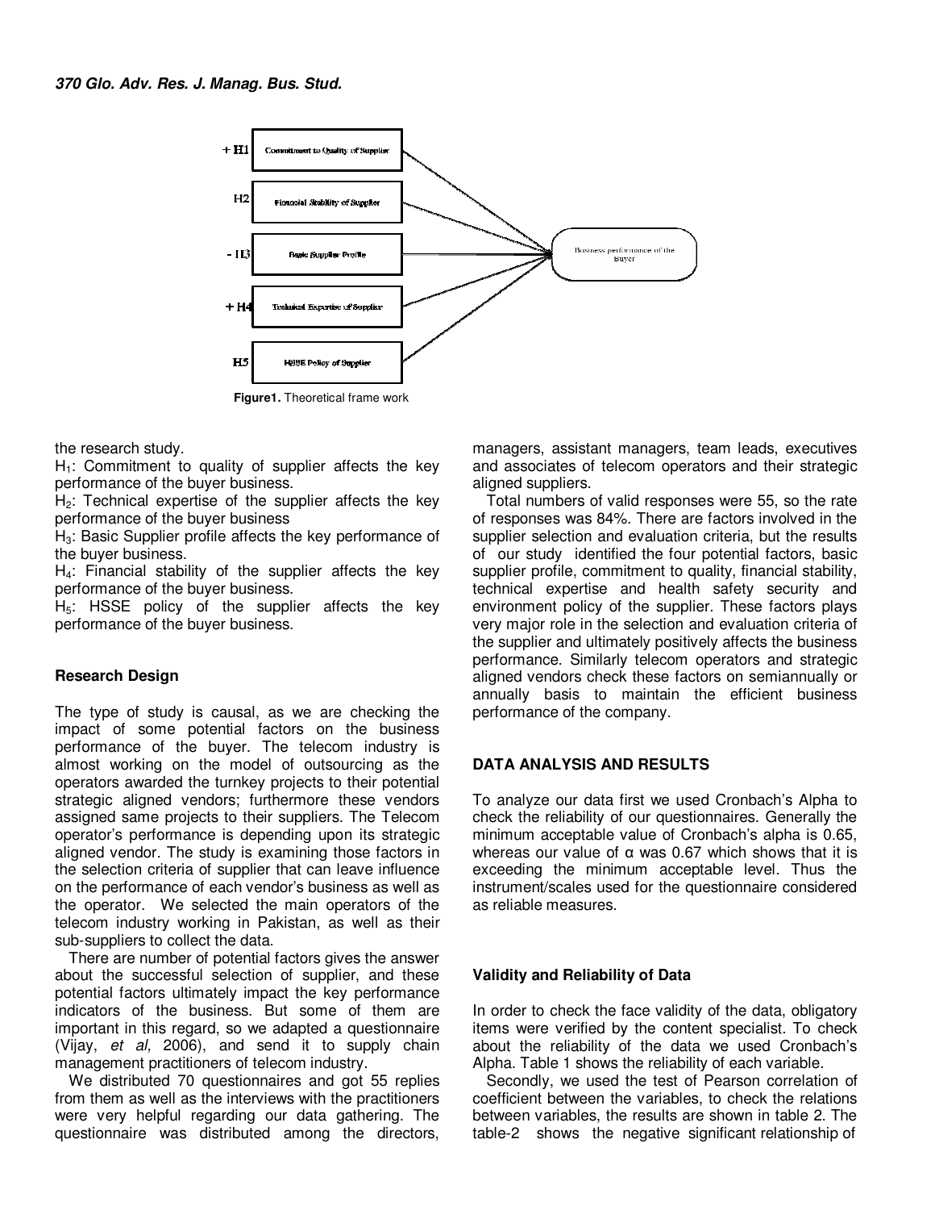Figure1. Theoretical frame work

the research study.

$H_1$: Commitment to quality of supplier affects the key performance of the buyer business.

$H_2$: Technical expertise of the supplier affects the key performance of the buyer business

$H_3$: Basic Supplier profile affects the key performance of the buyer business.

$H_4$: Financial stability of the supplier affects the key performance of the buyer business.

$H_5$: HSSE policy of the supplier affects the key performance of the buyer business.

### Research Design

The type of study is causal, as we are checking the impact of some potential factors on the business performance of the buyer. The telecom industry is almost working on the model of outsourcing as the operators awarded the turnkey projects to their potential strategic aligned vendors; furthermore these vendors assigned same projects to their suppliers. The Telecom operator's performance is depending upon its strategic aligned vendor. The study is examining those factors in the selection criteria of supplier that can leave influence on the performance of each vendor's business as well as the operator. We selected the main operators of the telecom industry working in Pakistan, as well as their sub-suppliers to collect the data.

There are number of potential factors gives the answer about the successful selection of supplier, and these potential factors ultimately impact the key performance indicators of the business. But some of them are important in this regard, so we adapted a questionnaire (Vijay, *et al,* 2006), and send it to supply chain management practitioners of telecom industry.

We distributed 70 questionnaires and got 55 replies from them as well as the interviews with the practitioners were very helpful regarding our data gathering. The questionnaire was distributed among the directors, managers, assistant managers, team leads, executives and associates of telecom operators and their strategic aligned suppliers.

Total numbers of valid responses were 55, so the rate of responses was 84%. There are factors involved in the supplier selection and evaluation criteria, but the results of our study identified the four potential factors, basic supplier profile, commitment to quality, financial stability, technical expertise and health safety security and environment policy of the supplier. These factors plays very major role in the selection and evaluation criteria of the supplier and ultimately positively affects the business performance. Similarly telecom operators and strategic aligned vendors check these factors on semiannually or annually basis to maintain the efficient business performance of the company.

## DATA ANALYSIS AND RESULTS

To analyze our data first we used Cronbach's Alpha to check the reliability of our questionnaires. Generally the minimum acceptable value of Cronbach's alpha is 0.65, whereas our value of $\alpha$ was 0.67 which shows that it is exceeding the minimum acceptable level. Thus the instrument/scales used for the questionnaire considered as reliable measures.

### Validity and Reliability of Data

In order to check the face validity of the data, obligatory items were verified by the content specialist. To check about the reliability of the data we used Cronbach's Alpha. Table 1 shows the reliability of each variable.

Secondly, we used the test of Pearson correlation of coefficient between the variables, to check the relations between variables, the results are shown in table 2. The table-2 shows the negative significant relationship of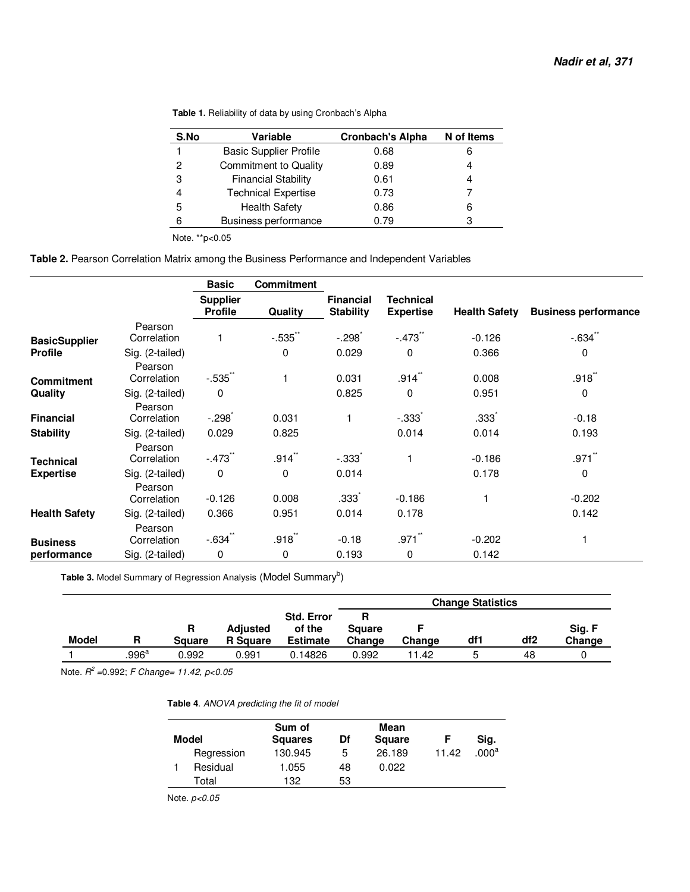**Table 1.** Reliability of data by using Cronbach's Alpha

| S.No | Variable | Cronbach's Alpha | N of Items |
|---|---|---|---|
| 1 | Basic Supplier Profile | 0.68 | 6 |
| 2 | Commitment to Quality | 0.89 | 4 |
| 3 | Financial Stability | 0.61 | 4 |
| 4 | Technical Expertise | 0.73 | 7 |
| 5 | Health Safety | 0.86 | 6 |
| 6 | Business performance | 0.79 | 3 |

Note. **p<0.05

**Table 2.** Pearson Correlation Matrix among the Business Performance and Independent Variables

| | | Basic Supplier Profile | Commitment Quality | Financial Stability | Technical Expertise | Health Safety | Business performance |
|---|---|---|---|---|---|---|---|
| **BasicSupplier Profile** | Pearson Correlation | 1 | -.535** | -.298* | -.473** | -0.126 | -.634** |
| | Sig. (2-tailed) | | 0 | 0.029 | 0 | 0.366 | 0 |
| **Commitment Quality** | Pearson Correlation | -.535** | 1 | 0.031 | .914** | 0.008 | .918** |
| | Sig. (2-tailed) | 0 | | 0.825 | 0 | 0.951 | 0 |
| **Financial Stability** | Pearson Correlation | -.298* | 0.031 | 1 | -.333* | .333* | -0.18 |
| | Sig. (2-tailed) | 0.029 | 0.825 | | 0.014 | 0.014 | 0.193 |
| **Technical Expertise** | Pearson Correlation | -.473** | .914** | -.333* | 1 | -0.186 | .971** |
| | Sig. (2-tailed) | 0 | 0 | 0.014 | | 0.178 | 0 |
| **Health Safety** | Pearson Correlation | -0.126 | 0.008 | .333* | -0.186 | 1 | -0.202 |
| | Sig. (2-tailed) | 0.366 | 0.951 | 0.014 | 0.178 | | 0.142 |
| **Business performance** | Pearson Correlation | -.634** | .918** | -0.18 | .971** | -0.202 | 1 |
| | Sig. (2-tailed) | 0 | 0 | 0.193 | 0 | 0.142 | |

**Table 3.** Model Summary of Regression Analysis (Model Summary[b])

| | | | | | Change Statistics | | | | |
|---|---|---|---|---|---|---|---|---|---|
| Model | R | R Square | Adjusted R Square | Std. Error of the Estimate | R Square Change | F Change | df1 | df2 | Sig. F Change |
| 1 | .996[a] | 0.992 | 0.991 | 0.14826 | 0.992 | 11.42 | 5 | 48 | 0 |

Note. $R^2$ =0.992; *F Change= 11.42, p<0.05*

**Table 4**. *ANOVA predicting the fit of model*

| Model | | Sum of Squares | Df | Mean Square | F | Sig. |
|---|---|---|---|---|---|---|
| 1 | Regression | 130.945 | 5 | 26.189 | 11.42 | .000[a] |
| | Residual | 1.055 | 48 | 0.022 | | |
| | Total | 132 | 53 | | | |

Note. *p<0.05*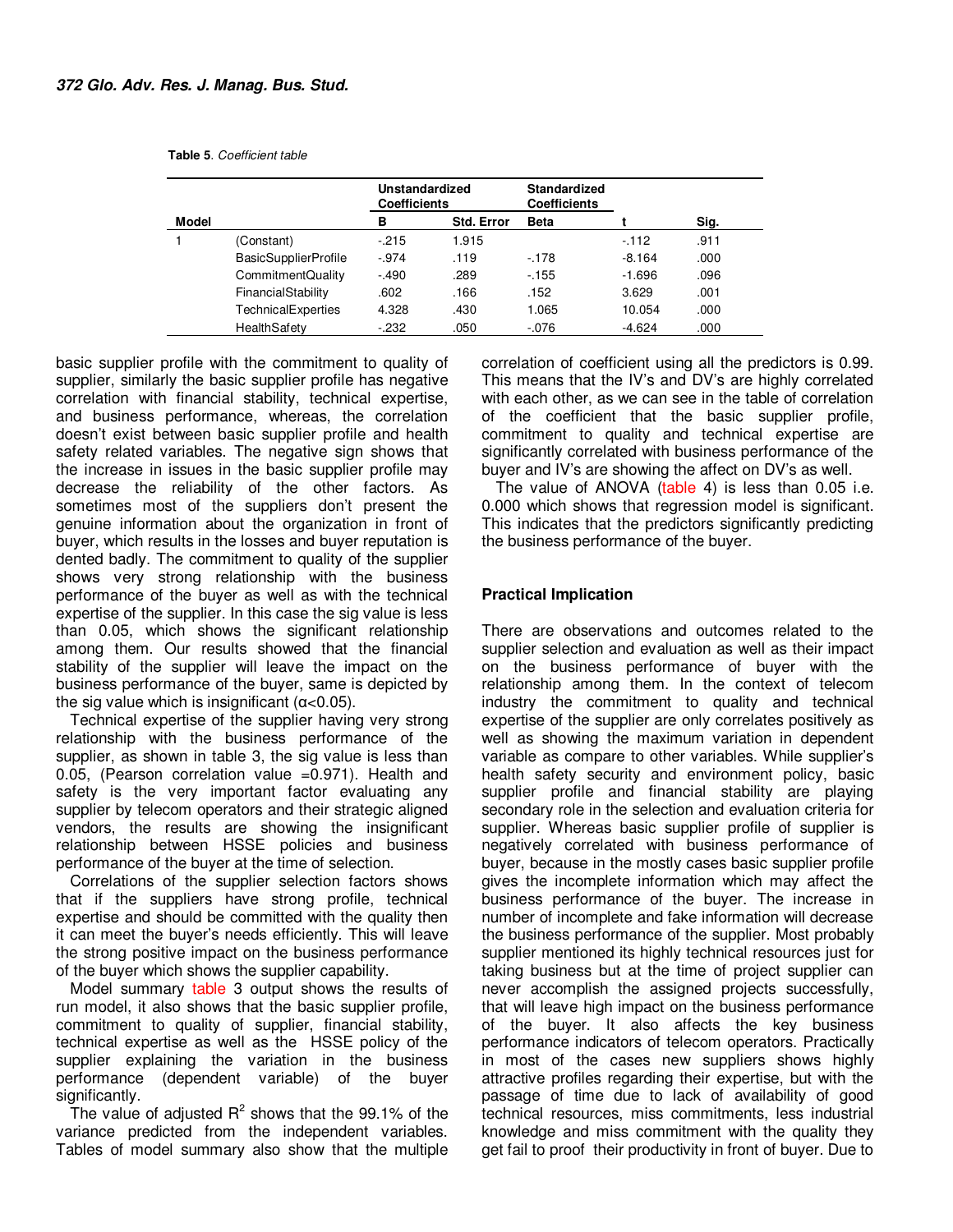Table 5. *Coefficient table*

| Model | | Unstandardized Coefficients | | Standardized Coefficients | | |
|---|---|---|---|---|---|---|
| | | B | Std. Error | Beta | t | Sig. |
| 1 | (Constant) | -.215 | 1.915 | | -.112 | .911 |
| | BasicSupplierProfile | -.974 | .119 | -.178 | -8.164 | .000 |
| | CommitmentQuality | -.490 | .289 | -.155 | -1.696 | .096 |
| | FinancialStability | .602 | .166 | .152 | 3.629 | .001 |
| | TechnicalExperties | 4.328 | .430 | 1.065 | 10.054 | .000 |
| | HealthSafety | -.232 | .050 | -.076 | -4.624 | .000 |

basic supplier profile with the commitment to quality of supplier, similarly the basic supplier profile has negative correlation with financial stability, technical expertise, and business performance, whereas, the correlation doesn't exist between basic supplier profile and health safety related variables. The negative sign shows that the increase in issues in the basic supplier profile may decrease the reliability of the other factors. As sometimes most of the suppliers don't present the genuine information about the organization in front of buyer, which results in the losses and buyer reputation is dented badly. The commitment to quality of the supplier shows very strong relationship with the business performance of the buyer as well as with the technical expertise of the supplier. In this case the sig value is less than 0.05, which shows the significant relationship among them. Our results showed that the financial stability of the supplier will leave the impact on the business performance of the buyer, same is depicted by the sig value which is insignificant ($\alpha<0.05$).

Technical expertise of the supplier having very strong relationship with the business performance of the supplier, as shown in table 3, the sig value is less than 0.05, (Pearson correlation value =0.971). Health and safety is the very important factor evaluating any supplier by telecom operators and their strategic aligned vendors, the results are showing the insignificant relationship between HSSE policies and business performance of the buyer at the time of selection.

Correlations of the supplier selection factors shows that if the suppliers have strong profile, technical expertise and should be committed with the quality then it can meet the buyer's needs efficiently. This will leave the strong positive impact on the business performance of the buyer which shows the supplier capability.

Model summary table 3 output shows the results of run model, it also shows that the basic supplier profile, commitment to quality of supplier, financial stability, technical expertise as well as the HSSE policy of the supplier explaining the variation in the business performance (dependent variable) of the buyer significantly.

The value of adjusted $R^2$ shows that the 99.1% of the variance predicted from the independent variables. Tables of model summary also show that the multiple correlation of coefficient using all the predictors is 0.99. This means that the IV's and DV's are highly correlated with each other, as we can see in the table of correlation of the coefficient that the basic supplier profile, commitment to quality and technical expertise are significantly correlated with business performance of the buyer and IV's are showing the affect on DV's as well.

The value of ANOVA (table 4) is less than 0.05 i.e. 0.000 which shows that regression model is significant. This indicates that the predictors significantly predicting the business performance of the buyer.

## Practical Implication

There are observations and outcomes related to the supplier selection and evaluation as well as their impact on the business performance of buyer with the relationship among them. In the context of telecom industry the commitment to quality and technical expertise of the supplier are only correlates positively as well as showing the maximum variation in dependent variable as compare to other variables. While supplier's health safety security and environment policy, basic supplier profile and financial stability are playing secondary role in the selection and evaluation criteria for supplier. Whereas basic supplier profile of supplier is negatively correlated with business performance of buyer, because in the mostly cases basic supplier profile gives the incomplete information which may affect the business performance of the buyer. The increase in number of incomplete and fake information will decrease the business performance of the supplier. Most probably supplier mentioned its highly technical resources just for taking business but at the time of project supplier can never accomplish the assigned projects successfully, that will leave high impact on the business performance of the buyer. It also affects the key business performance indicators of telecom operators. Practically in most of the cases new suppliers shows highly attractive profiles regarding their expertise, but with the passage of time due to lack of availability of good technical resources, miss commitments, less industrial knowledge and miss commitment with the quality they get fail to proof their productivity in front of buyer. Due to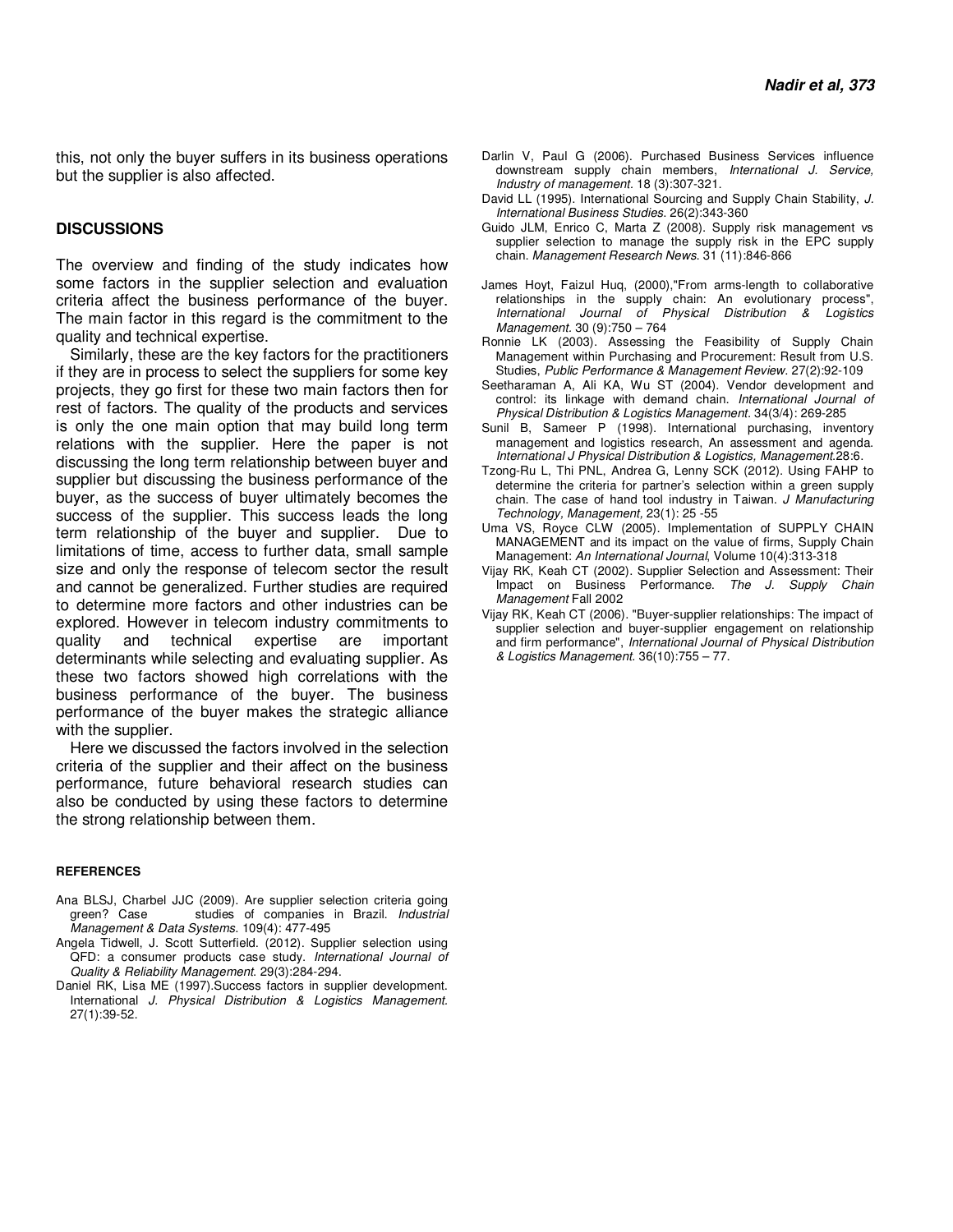this, not only the buyer suffers in its business operations but the supplier is also affected.

## DISCUSSIONS

The overview and finding of the study indicates how some factors in the supplier selection and evaluation criteria affect the business performance of the buyer. The main factor in this regard is the commitment to the quality and technical expertise.

Similarly, these are the key factors for the practitioners if they are in process to select the suppliers for some key projects, they go first for these two main factors then for rest of factors. The quality of the products and services is only the one main option that may build long term relations with the supplier. Here the paper is not discussing the long term relationship between buyer and supplier but discussing the business performance of the buyer, as the success of buyer ultimately becomes the success of the supplier. This success leads the long term relationship of the buyer and supplier. Due to limitations of time, access to further data, small sample size and only the response of telecom sector the result and cannot be generalized. Further studies are required to determine more factors and other industries can be explored. However in telecom industry commitments to quality and technical expertise are important determinants while selecting and evaluating supplier. As these two factors showed high correlations with the business performance of the buyer. The business performance of the buyer makes the strategic alliance with the supplier.

Here we discussed the factors involved in the selection criteria of the supplier and their affect on the business performance, future behavioral research studies can also be conducted by using these factors to determine the strong relationship between them.

## REFERENCES

Ana BLSJ, Charbel JJC (2009). Are supplier selection criteria going green? Case studies of companies in Brazil. *Industrial Management & Data Systems*. 109(4): 477-495

Angela Tidwell, J. Scott Sutterfield. (2012). Supplier selection using QFD: a consumer products case study. *International Journal of Quality & Reliability Management*. 29(3):284-294.

Daniel RK, Lisa ME (1997).Success factors in supplier development. International *J. Physical Distribution & Logistics Management*. 27(1):39-52.

Darlin V, Paul G (2006). Purchased Business Services influence downstream supply chain members, *International J. Service, Industry of management*. 18 (3):307-321.

David LL (1995). International Sourcing and Supply Chain Stability, *J. International Business Studies*. 26(2):343-360

Guido JLM, Enrico C, Marta Z (2008). Supply risk management vs supplier selection to manage the supply risk in the EPC supply chain. *Management Research News*. 31 (11):846-866

James Hoyt, Faizul Huq, (2000),"From arms-length to collaborative relationships in the supply chain: An evolutionary process", *International Journal of Physical Distribution & Logistics Management*. 30 (9):750 – 764

Ronnie LK (2003). Assessing the Feasibility of Supply Chain Management within Purchasing and Procurement: Result from U.S. Studies, *Public Performance & Management Review*. 27(2):92-109

Seetharaman A, Ali KA, Wu ST (2004). Vendor development and control: its linkage with demand chain. *International Journal of Physical Distribution & Logistics Management*. 34(3/4): 269-285

Sunil B, Sameer P (1998). International purchasing, inventory management and logistics research, An assessment and agenda. *International J Physical Distribution & Logistics, Management*.28:6.

Tzong-Ru L, Thi PNL, Andrea G, Lenny SCK (2012). Using FAHP to determine the criteria for partner's selection within a green supply chain. The case of hand tool industry in Taiwan. *J Manufacturing Technology, Management,* 23(1): 25 -55

Uma VS, Royce CLW (2005). Implementation of SUPPLY CHAIN MANAGEMENT and its impact on the value of firms, Supply Chain Management: *An International Journal*, Volume 10(4):313-318

Vijay RK, Keah CT (2002). Supplier Selection and Assessment: Their Impact on Business Performance. *The J. Supply Chain Management* Fall 2002

Vijay RK, Keah CT (2006). "Buyer-supplier relationships: The impact of supplier selection and buyer-supplier engagement on relationship and firm performance", *International Journal of Physical Distribution & Logistics Management*. 36(10):755 – 77.